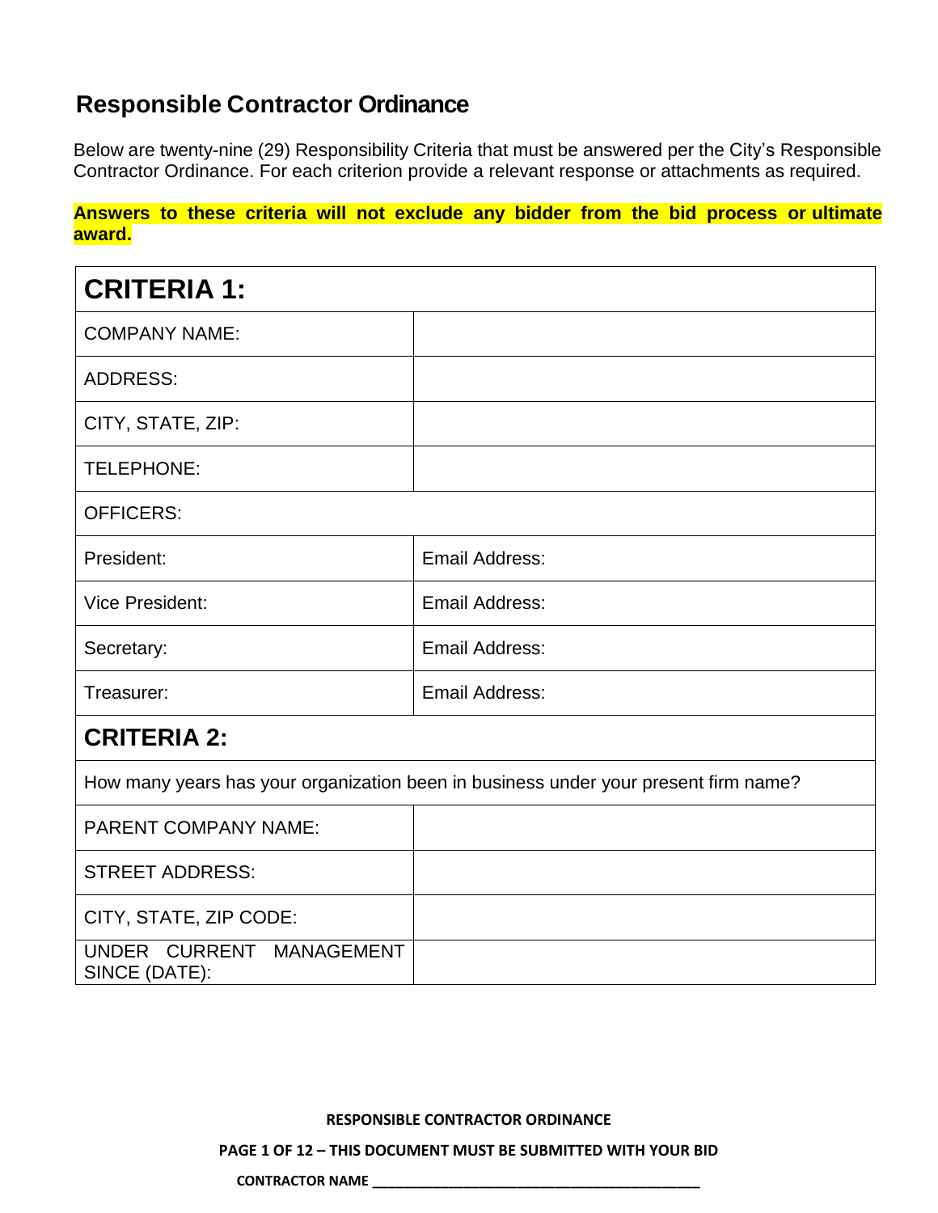## Responsible Contractor Ordinance

Below are twenty-nine (29) Responsibility Criteria that must be answered per the City's Responsible Contractor Ordinance. For each criterion provide a relevant response or attachments as required.

**Answers to these criteria will not exclude any bidder from the bid process or ultimate award.**

| **CRITERIA 1:** | |
|---|---|
| COMPANY NAME: | |
| ADDRESS: | |
| CITY, STATE, ZIP: | |
| TELEPHONE: | |
| OFFICERS: | |
| President: | Email Address: |
| Vice President: | Email Address: |
| Secretary: | Email Address: |
| Treasurer: | Email Address: |
| **CRITERIA 2:** | |
| How many years has your organization been in business under your present firm name? | |
| PARENT COMPANY NAME: | |
| STREET ADDRESS: | |
| CITY, STATE, ZIP CODE: | |
| UNDER CURRENT MANAGEMENT SINCE (DATE): | |

**CONTRACTOR NAME** ______________________________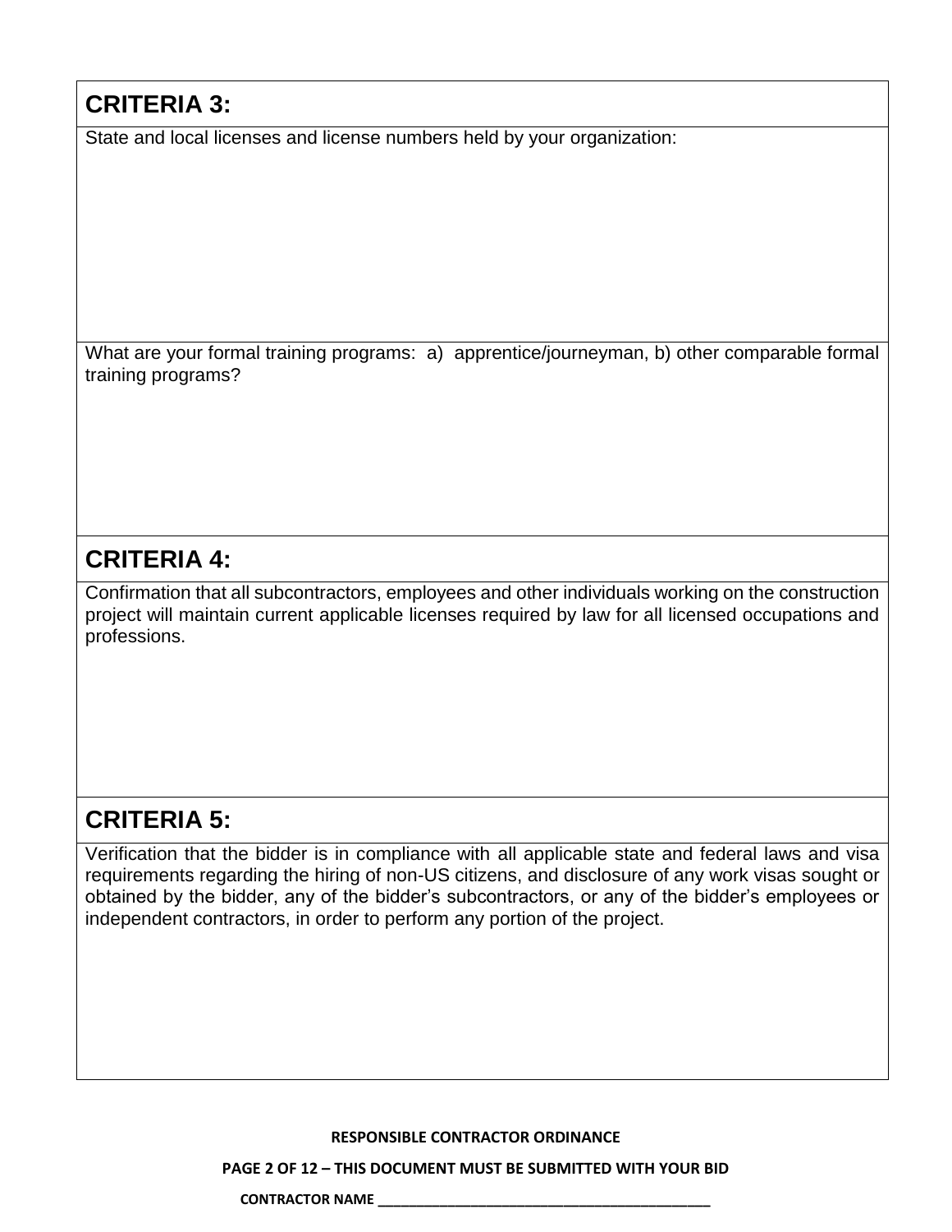## CRITERIA 3:

State and local licenses and license numbers held by your organization:

What are your formal training programs: a) apprentice/journeyman, b) other comparable formal training programs?

## CRITERIA 4:

Confirmation that all subcontractors, employees and other individuals working on the construction project will maintain current applicable licenses required by law for all licensed occupations and professions.

## CRITERIA 5:

Verification that the bidder is in compliance with all applicable state and federal laws and visa requirements regarding the hiring of non-US citizens, and disclosure of any work visas sought or obtained by the bidder, any of the bidder's subcontractors, or any of the bidder's employees or independent contractors, in order to perform any portion of the project.

**RESPONSIBLE CONTRACTOR ORDINANCE**

**THIS DOCUMENT MUST BE SUBMITTED WITH YOUR BID**

**CONTRACTOR NAME \_\_\_\_\_\_\_\_\_\_\_\_\_\_\_\_\_\_\_\_\_\_\_\_\_\_\_\_\_\_\_\_\_\_\_\_\_\_\_\_\_\_\_\_**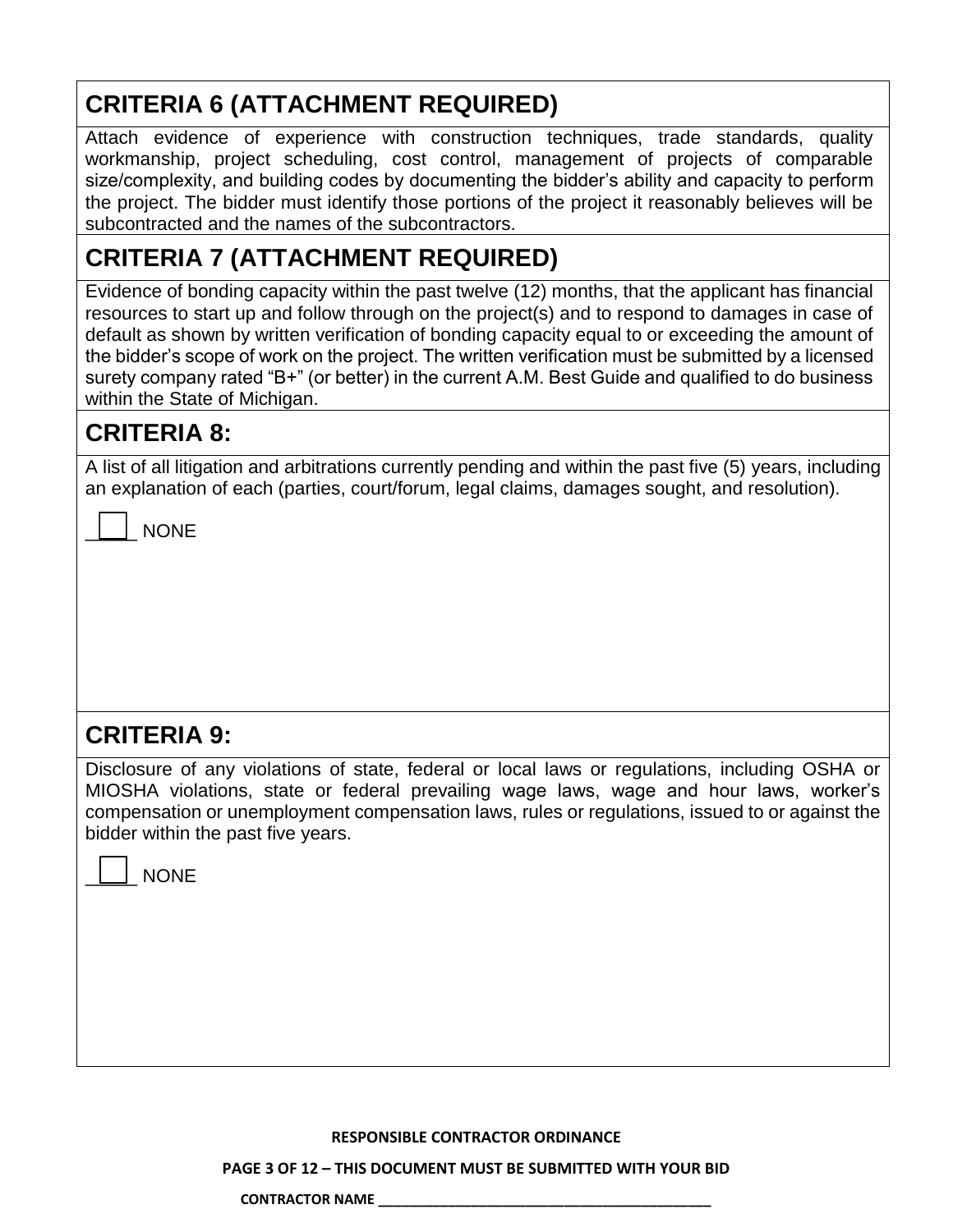## CRITERIA 6 (ATTACHMENT REQUIRED)

Attach evidence of experience with construction techniques, trade standards, quality workmanship, project scheduling, cost control, management of projects of comparable size/complexity, and building codes by documenting the bidder's ability and capacity to perform the project. The bidder must identify those portions of the project it reasonably believes will be subcontracted and the names of the subcontractors.

## CRITERIA 7 (ATTACHMENT REQUIRED)

Evidence of bonding capacity within the past twelve (12) months, that the applicant has financial resources to start up and follow through on the project(s) and to respond to damages in case of default as shown by written verification of bonding capacity equal to or exceeding the amount of the bidder's scope of work on the project. The written verification must be submitted by a licensed surety company rated "B+" (or better) in the current A.M. Best Guide and qualified to do business within the State of Michigan.

## CRITERIA 8:

A list of all litigation and arbitrations currently pending and within the past five (5) years, including an explanation of each (parties, court/forum, legal claims, damages sought, and resolution).

☐ NONE

## CRITERIA 9:

Disclosure of any violations of state, federal or local laws or regulations, including OSHA or MIOSHA violations, state or federal prevailing wage laws, wage and hour laws, worker's compensation or unemployment compensation laws, rules or regulations, issued to or against the bidder within the past five years.

☐ NONE

**RESPONSIBLE CONTRACTOR ORDINANCE**

**THIS DOCUMENT MUST BE SUBMITTED WITH YOUR BID**

**CONTRACTOR NAME ___________________________________________**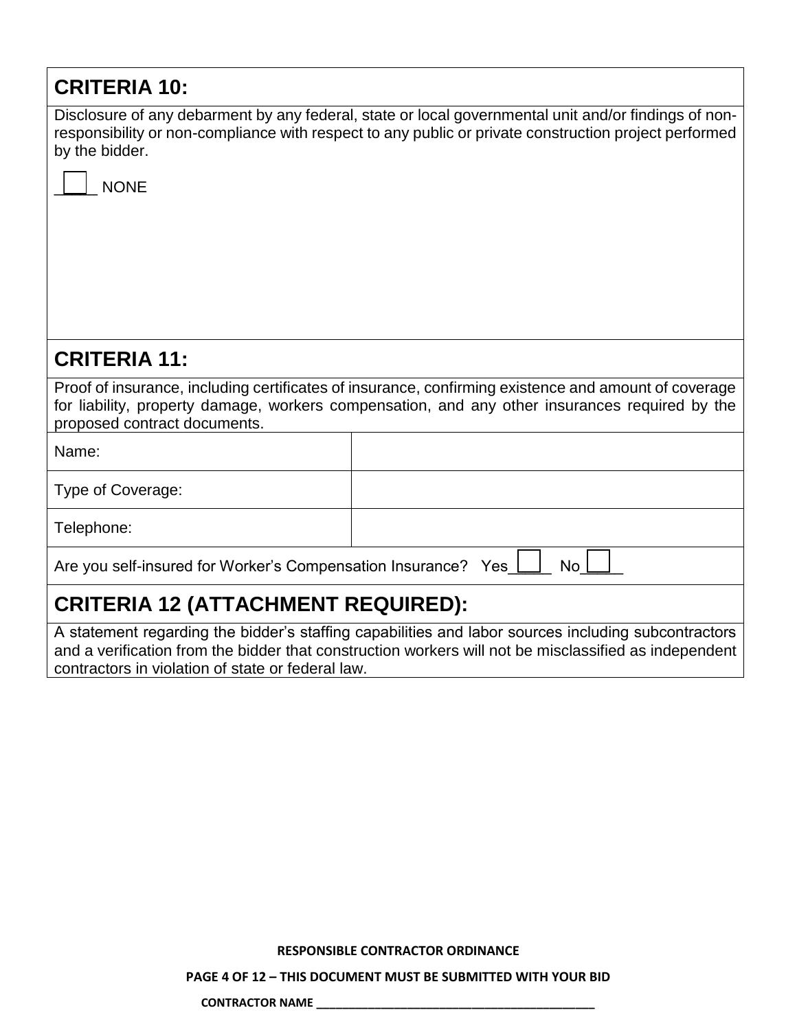## CRITERIA 10:

Disclosure of any debarment by any federal, state or local governmental unit and/or findings of non-responsibility or non-compliance with respect to any public or private construction project performed by the bidder.

☐ NONE

## CRITERIA 11:

Proof of insurance, including certificates of insurance, confirming existence and amount of coverage for liability, property damage, workers compensation, and any other insurances required by the proposed contract documents.

| | |
|---|---|
| Name: | |
| Type of Coverage: | |
| Telephone: | |

Are you self-insured for Worker's Compensation Insurance? Yes ☐ No ☐

## CRITERIA 12 (ATTACHMENT REQUIRED):

A statement regarding the bidder's staffing capabilities and labor sources including subcontractors and a verification from the bidder that construction workers will not be misclassified as independent contractors in violation of state or federal law.

**RESPONSIBLE CONTRACTOR ORDINANCE**

**THIS DOCUMENT MUST BE SUBMITTED WITH YOUR BID**

**CONTRACTOR NAME \_\_\_\_\_\_\_\_\_\_\_\_\_\_\_\_\_\_\_\_\_\_\_\_\_\_\_\_\_\_\_\_\_\_\_\_\_\_\_\_**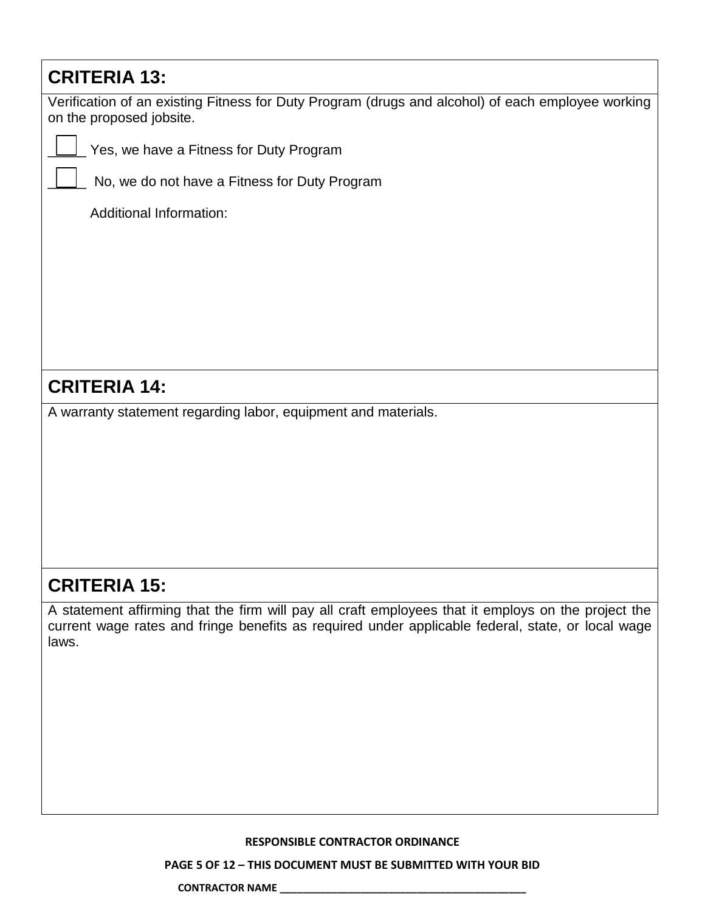## CRITERIA 13:

Verification of an existing Fitness for Duty Program (drugs and alcohol) of each employee working on the proposed jobsite.

☐ Yes, we have a Fitness for Duty Program

☐ No, we do not have a Fitness for Duty Program

Additional Information:

## CRITERIA 14:

A warranty statement regarding labor, equipment and materials.

## CRITERIA 15:

A statement affirming that the firm will pay all craft employees that it employs on the project the current wage rates and fringe benefits as required under applicable federal, state, or local wage laws.

**RESPONSIBLE CONTRACTOR ORDINANCE**

**THIS DOCUMENT MUST BE SUBMITTED WITH YOUR BID**

**CONTRACTOR NAME ___________________________________________**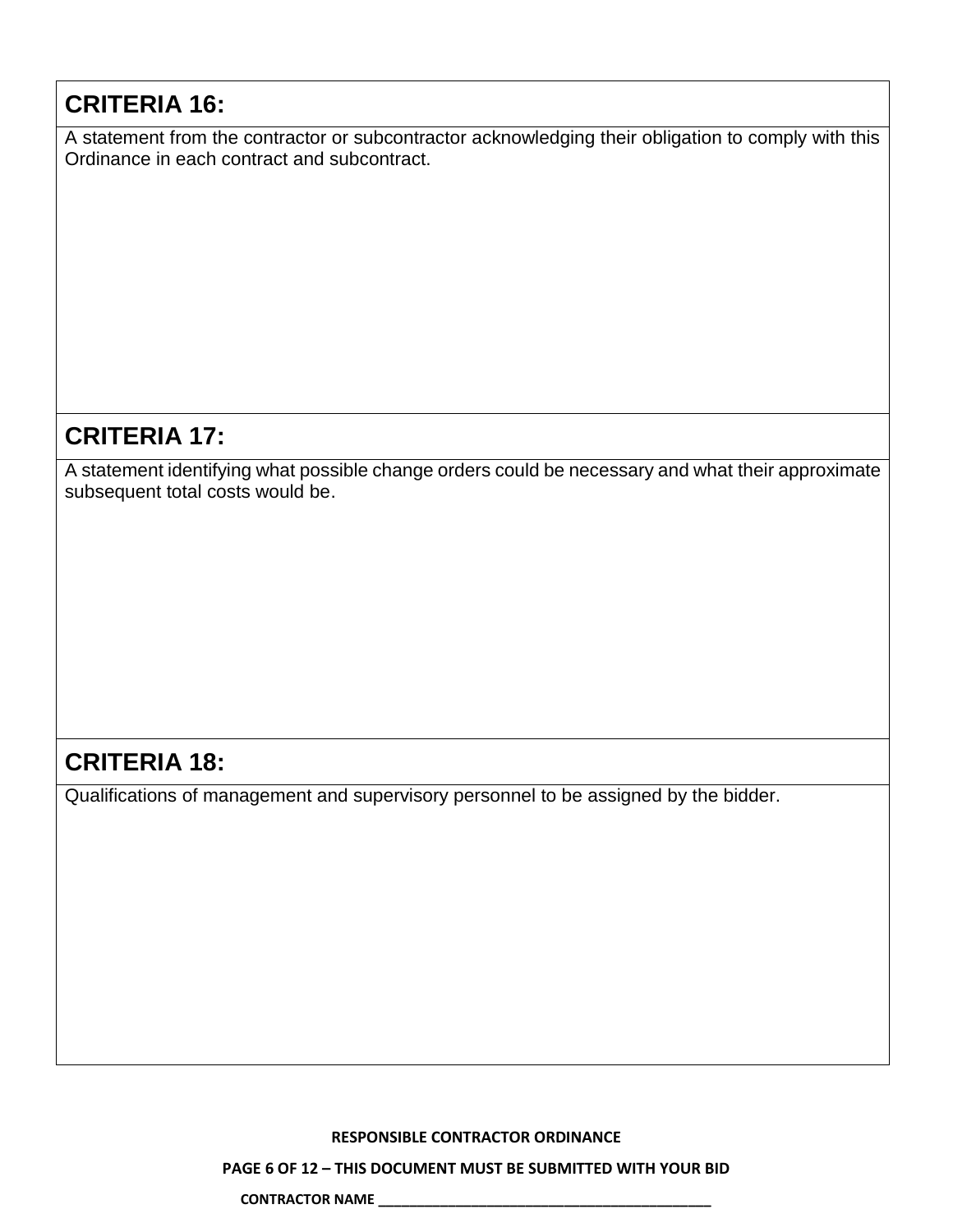## CRITERIA 16:

A statement from the contractor or subcontractor acknowledging their obligation to comply with this Ordinance in each contract and subcontract.

## CRITERIA 17:

A statement identifying what possible change orders could be necessary and what their approximate subsequent total costs would be.

## CRITERIA 18:

Qualifications of management and supervisory personnel to be assigned by the bidder.

**RESPONSIBLE CONTRACTOR ORDINANCE**

**THIS DOCUMENT MUST BE SUBMITTED WITH YOUR BID**

**CONTRACTOR NAME** ___________________________________________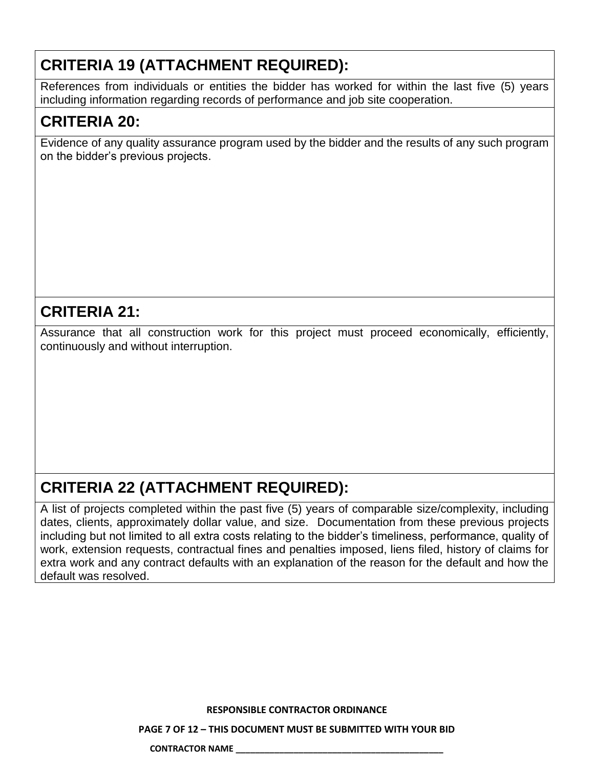## CRITERIA 19 (ATTACHMENT REQUIRED):

References from individuals or entities the bidder has worked for within the last five (5) years including information regarding records of performance and job site cooperation.

## CRITERIA 20:

Evidence of any quality assurance program used by the bidder and the results of any such program on the bidder's previous projects.

## CRITERIA 21:

Assurance that all construction work for this project must proceed economically, efficiently, continuously and without interruption.

## CRITERIA 22 (ATTACHMENT REQUIRED):

A list of projects completed within the past five (5) years of comparable size/complexity, including dates, clients, approximately dollar value, and size. Documentation from these previous projects including but not limited to all extra costs relating to the bidder's timeliness, performance, quality of work, extension requests, contractual fines and penalties imposed, liens filed, history of claims for extra work and any contract defaults with an explanation of the reason for the default and how the default was resolved.

**RESPONSIBLE CONTRACTOR ORDINANCE**

**THIS DOCUMENT MUST BE SUBMITTED WITH YOUR BID**

**CONTRACTOR NAME \_\_\_\_\_\_\_\_\_\_\_\_\_\_\_\_\_\_\_\_\_\_\_\_\_\_\_\_\_\_\_\_\_\_\_\_\_\_\_\_\_\_**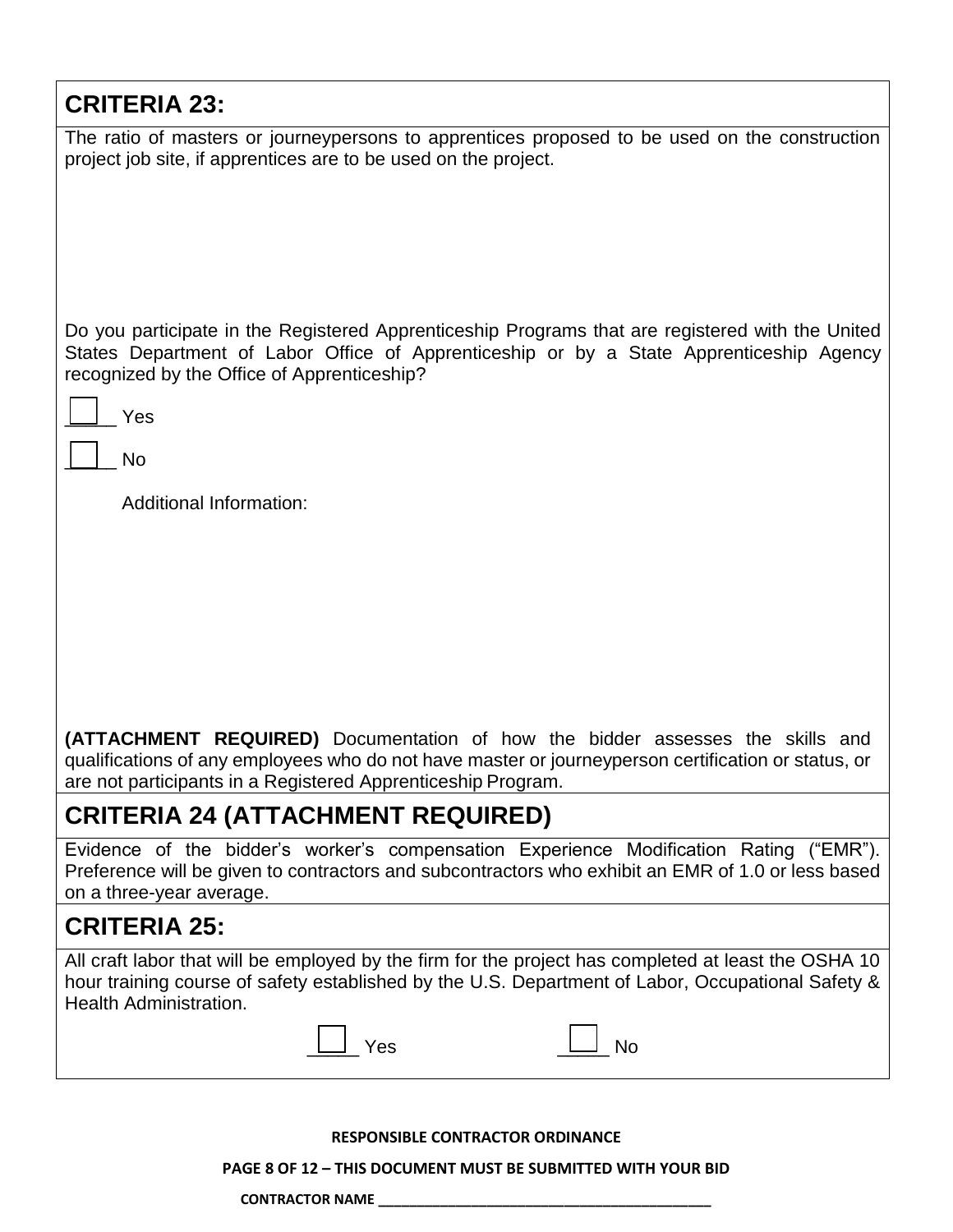## CRITERIA 23:

The ratio of masters or journeypersons to apprentices proposed to be used on the construction project job site, if apprentices are to be used on the project.

Do you participate in the Registered Apprenticeship Programs that are registered with the United States Department of Labor Office of Apprenticeship or by a State Apprenticeship Agency recognized by the Office of Apprenticeship?

☐ Yes

☐ No

Additional Information:

**(ATTACHMENT REQUIRED)** Documentation of how the bidder assesses the skills and qualifications of any employees who do not have master or journeyperson certification or status, or are not participants in a Registered Apprenticeship Program.

## CRITERIA 24 (ATTACHMENT REQUIRED)

Evidence of the bidder's worker's compensation Experience Modification Rating ("EMR"). Preference will be given to contractors and subcontractors who exhibit an EMR of 1.0 or less based on a three-year average.

## CRITERIA 25:

All craft labor that will be employed by the firm for the project has completed at least the OSHA 10 hour training course of safety established by the U.S. Department of Labor, Occupational Safety & Health Administration.

☐ Yes ☐ No

**RESPONSIBLE CONTRACTOR ORDINANCE**

**THIS DOCUMENT MUST BE SUBMITTED WITH YOUR BID**

**CONTRACTOR NAME \_\_\_\_\_\_\_\_\_\_\_\_\_\_\_\_\_\_\_\_\_\_\_\_\_\_\_\_\_\_\_\_\_\_\_\_\_\_\_\_\_\_**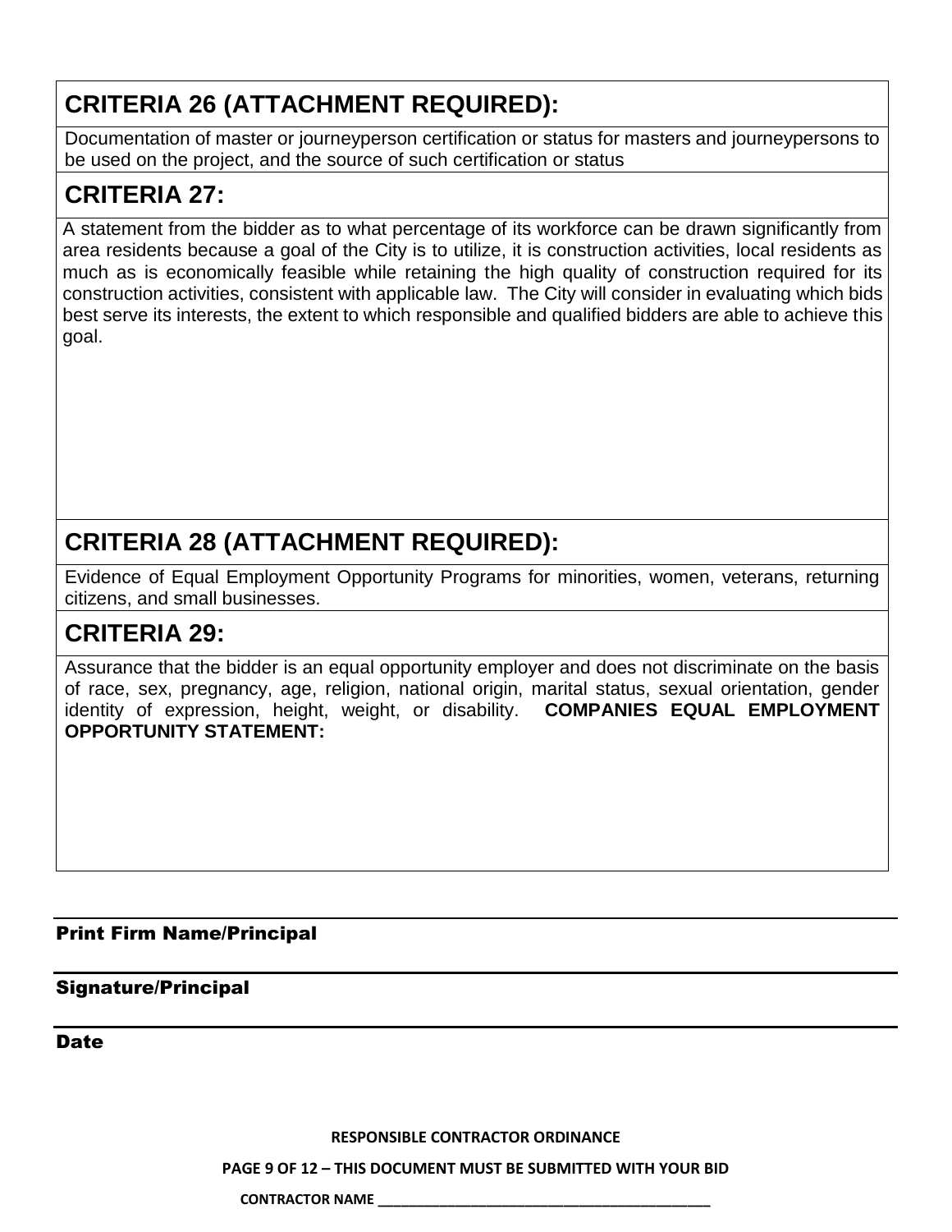## CRITERIA 26 (ATTACHMENT REQUIRED):

Documentation of master or journeyperson certification or status for masters and journeypersons to be used on the project, and the source of such certification or status

## CRITERIA 27:

A statement from the bidder as to what percentage of its workforce can be drawn significantly from area residents because a goal of the City is to utilize, it is construction activities, local residents as much as is economically feasible while retaining the high quality of construction required for its construction activities, consistent with applicable law. The City will consider in evaluating which bids best serve its interests, the extent to which responsible and qualified bidders are able to achieve this goal.

## CRITERIA 28 (ATTACHMENT REQUIRED):

Evidence of Equal Employment Opportunity Programs for minorities, women, veterans, returning citizens, and small businesses.

## CRITERIA 29:

Assurance that the bidder is an equal opportunity employer and does not discriminate on the basis of race, sex, pregnancy, age, religion, national origin, marital status, sexual orientation, gender identity of expression, height, weight, or disability. **COMPANIES EQUAL EMPLOYMENT OPPORTUNITY STATEMENT:**

______________________________________________

**Print Firm Name/Principal**

______________________________________________

**Signature/Principal**

______________________________________________

**Date**

**RESPONSIBLE CONTRACTOR ORDINANCE**

**THIS DOCUMENT MUST BE SUBMITTED WITH YOUR BID**

**CONTRACTOR NAME** ___________________________________________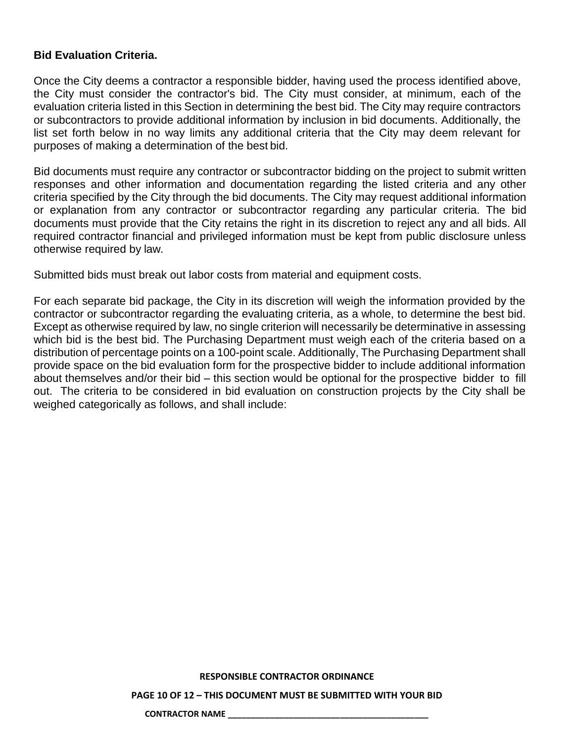**Bid Evaluation Criteria.**

Once the City deems a contractor a responsible bidder, having used the process identified above, the City must consider the contractor's bid. The City must consider, at minimum, each of the evaluation criteria listed in this Section in determining the best bid. The City may require contractors or subcontractors to provide additional information by inclusion in bid documents. Additionally, the list set forth below in no way limits any additional criteria that the City may deem relevant for purposes of making a determination of the best bid.

Bid documents must require any contractor or subcontractor bidding on the project to submit written responses and other information and documentation regarding the listed criteria and any other criteria specified by the City through the bid documents. The City may request additional information or explanation from any contractor or subcontractor regarding any particular criteria. The bid documents must provide that the City retains the right in its discretion to reject any and all bids. All required contractor financial and privileged information must be kept from public disclosure unless otherwise required by law.

Submitted bids must break out labor costs from material and equipment costs.

For each separate bid package, the City in its discretion will weigh the information provided by the contractor or subcontractor regarding the evaluating criteria, as a whole, to determine the best bid. Except as otherwise required by law, no single criterion will necessarily be determinative in assessing which bid is the best bid. The Purchasing Department must weigh each of the criteria based on a distribution of percentage points on a 100-point scale. Additionally, The Purchasing Department shall provide space on the bid evaluation form for the prospective bidder to include additional information about themselves and/or their bid – this section would be optional for the prospective bidder to fill out. The criteria to be considered in bid evaluation on construction projects by the City shall be weighed categorically as follows, and shall include:

**RESPONSIBLE CONTRACTOR ORDINANCE**

**PAGE 10 OF 12 – THIS DOCUMENT MUST BE SUBMITTED WITH YOUR BID**

**CONTRACTOR NAME ___________________________________________**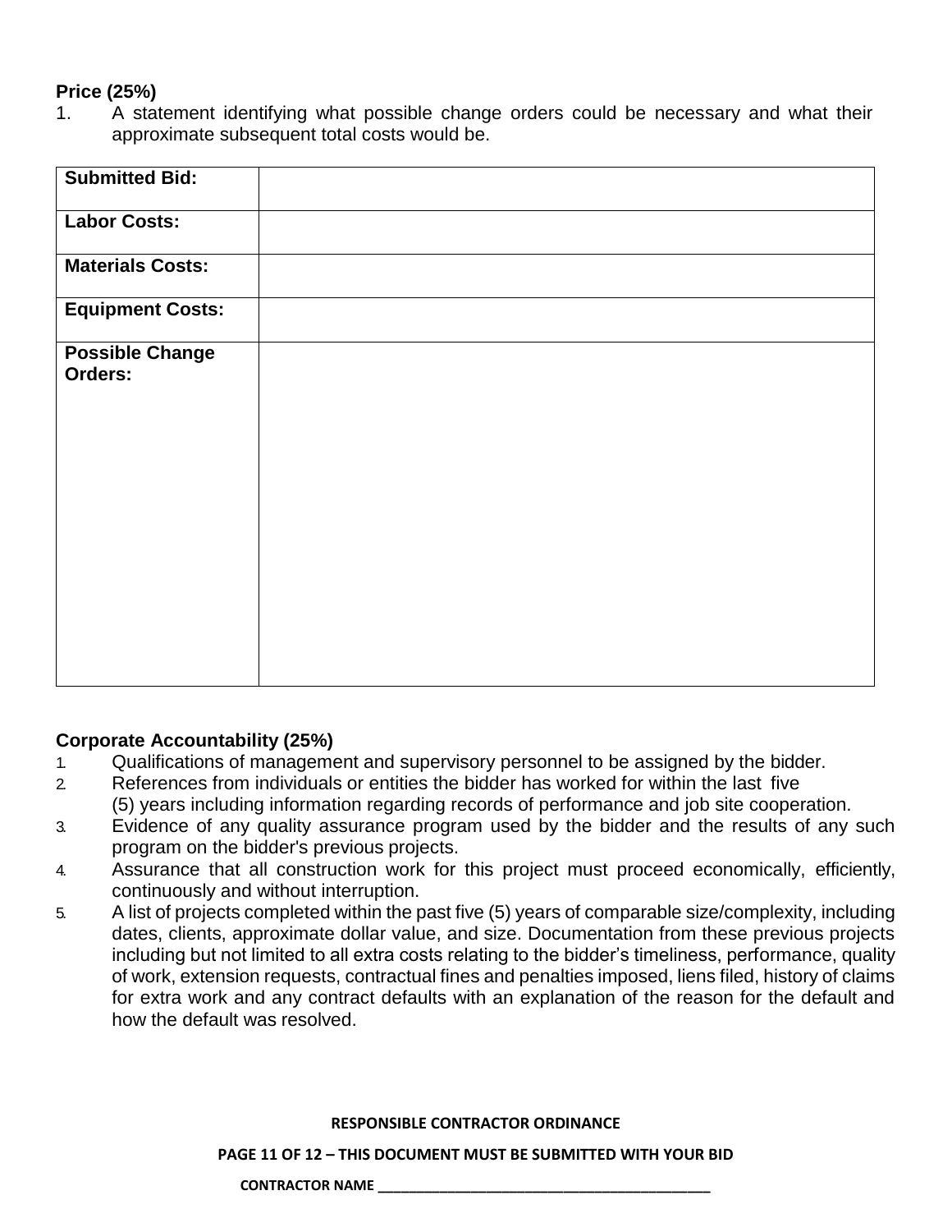**Price (25%)**

1. A statement identifying what possible change orders could be necessary and what their approximate subsequent total costs would be.

| **Submitted Bid:** | |
|---|---|
| **Labor Costs:** | |
| **Materials Costs:** | |
| **Equipment Costs:** | |
| **Possible Change Orders:** | |

**Corporate Accountability (25%)**

1. Qualifications of management and supervisory personnel to be assigned by the bidder.
2. References from individuals or entities the bidder has worked for within the last five (5) years including information regarding records of performance and job site cooperation.
3. Evidence of any quality assurance program used by the bidder and the results of any such program on the bidder's previous projects.
4. Assurance that all construction work for this project must proceed economically, efficiently, continuously and without interruption.
5. A list of projects completed within the past five (5) years of comparable size/complexity, including dates, clients, approximate dollar value, and size. Documentation from these previous projects including but not limited to all extra costs relating to the bidder's timeliness, performance, quality of work, extension requests, contractual fines and penalties imposed, liens filed, history of claims for extra work and any contract defaults with an explanation of the reason for the default and how the default was resolved.

**RESPONSIBLE CONTRACTOR ORDINANCE**

**THIS DOCUMENT MUST BE SUBMITTED WITH YOUR BID**

**CONTRACTOR NAME ___________________________________________**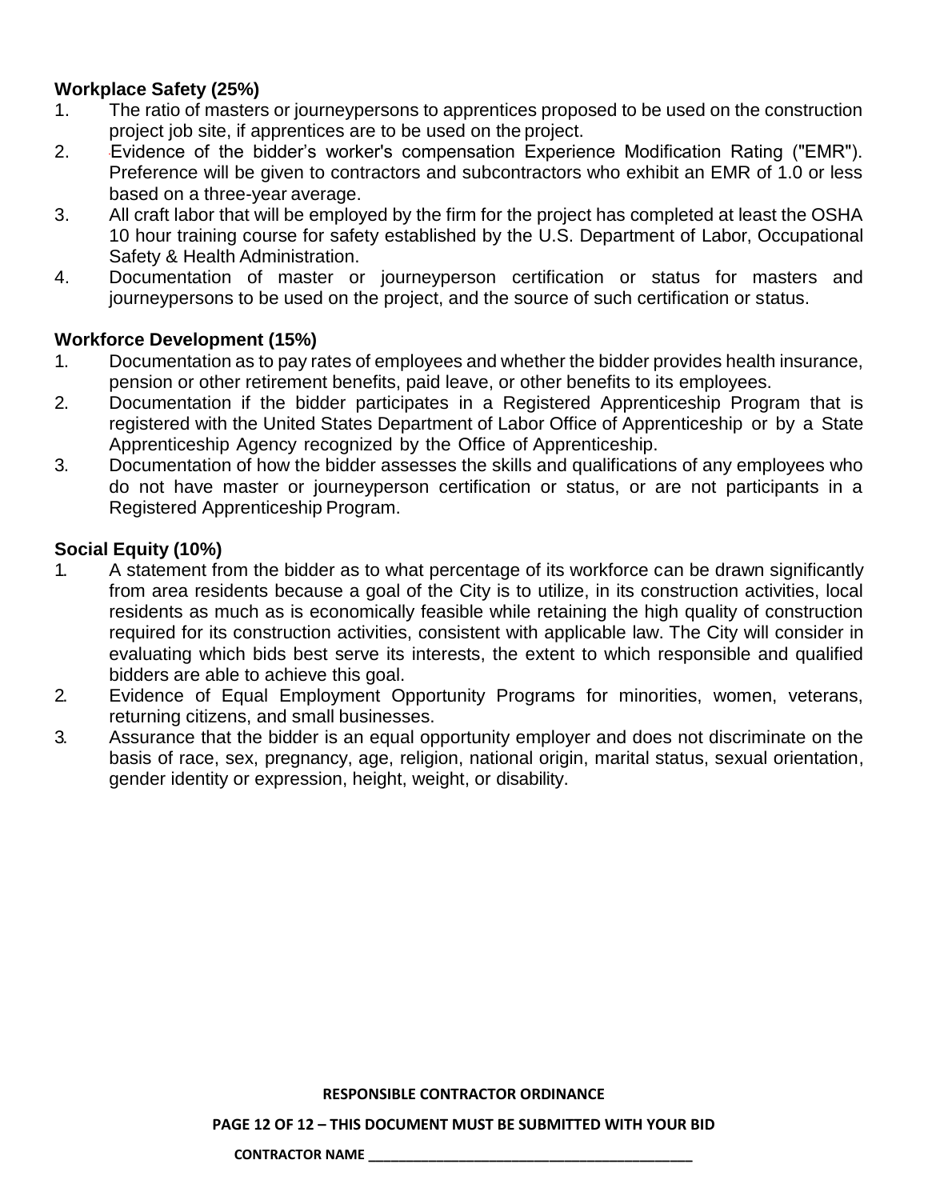**Workplace Safety (25%)**

1. The ratio of masters or journeypersons to apprentices proposed to be used on the construction project job site, if apprentices are to be used on the project.
2. Evidence of the bidder's worker's compensation Experience Modification Rating ("EMR"). Preference will be given to contractors and subcontractors who exhibit an EMR of 1.0 or less based on a three-year average.
3. All craft labor that will be employed by the firm for the project has completed at least the OSHA 10 hour training course for safety established by the U.S. Department of Labor, Occupational Safety & Health Administration.
4. Documentation of master or journeyperson certification or status for masters and journeypersons to be used on the project, and the source of such certification or status.

**Workforce Development (15%)**

1. Documentation as to pay rates of employees and whether the bidder provides health insurance, pension or other retirement benefits, paid leave, or other benefits to its employees.
2. Documentation if the bidder participates in a Registered Apprenticeship Program that is registered with the United States Department of Labor Office of Apprenticeship or by a State Apprenticeship Agency recognized by the Office of Apprenticeship.
3. Documentation of how the bidder assesses the skills and qualifications of any employees who do not have master or journeyperson certification or status, or are not participants in a Registered Apprenticeship Program.

**Social Equity (10%)**

1. A statement from the bidder as to what percentage of its workforce can be drawn significantly from area residents because a goal of the City is to utilize, in its construction activities, local residents as much as is economically feasible while retaining the high quality of construction required for its construction activities, consistent with applicable law. The City will consider in evaluating which bids best serve its interests, the extent to which responsible and qualified bidders are able to achieve this goal.
2. Evidence of Equal Employment Opportunity Programs for minorities, women, veterans, returning citizens, and small businesses.
3. Assurance that the bidder is an equal opportunity employer and does not discriminate on the basis of race, sex, pregnancy, age, religion, national origin, marital status, sexual orientation, gender identity or expression, height, weight, or disability.

**RESPONSIBLE CONTRACTOR ORDINANCE**

**THIS DOCUMENT MUST BE SUBMITTED WITH YOUR BID**

**CONTRACTOR NAME ________________________________________**